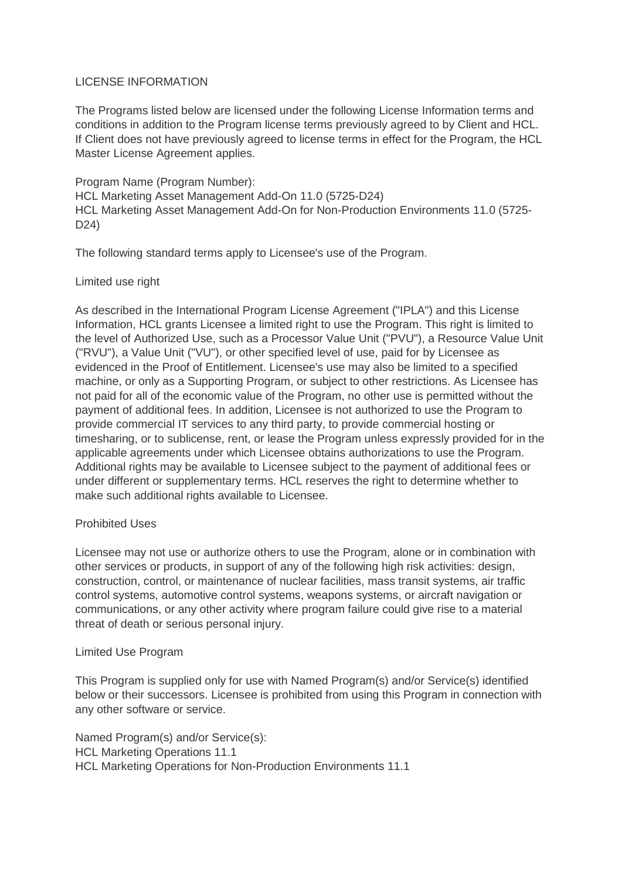# LICENSE INFORMATION

The Programs listed below are licensed under the following License Information terms and conditions in addition to the Program license terms previously agreed to by Client and HCL. If Client does not have previously agreed to license terms in effect for the Program, the HCL Master License Agreement applies.

Program Name (Program Number):
HCL Marketing Asset Management Add-On 11.0 (5725-D24)
HCL Marketing Asset Management Add-On for Non-Production Environments 11.0 (5725-D24)

The following standard terms apply to Licensee's use of the Program.

## Limited use right

As described in the International Program License Agreement ("IPLA") and this License Information, HCL grants Licensee a limited right to use the Program. This right is limited to the level of Authorized Use, such as a Processor Value Unit ("PVU"), a Resource Value Unit ("RVU"), a Value Unit ("VU"), or other specified level of use, paid for by Licensee as evidenced in the Proof of Entitlement. Licensee's use may also be limited to a specified machine, or only as a Supporting Program, or subject to other restrictions. As Licensee has not paid for all of the economic value of the Program, no other use is permitted without the payment of additional fees. In addition, Licensee is not authorized to use the Program to provide commercial IT services to any third party, to provide commercial hosting or timesharing, or to sublicense, rent, or lease the Program unless expressly provided for in the applicable agreements under which Licensee obtains authorizations to use the Program. Additional rights may be available to Licensee subject to the payment of additional fees or under different or supplementary terms. HCL reserves the right to determine whether to make such additional rights available to Licensee.

## Prohibited Uses

Licensee may not use or authorize others to use the Program, alone or in combination with other services or products, in support of any of the following high risk activities: design, construction, control, or maintenance of nuclear facilities, mass transit systems, air traffic control systems, automotive control systems, weapons systems, or aircraft navigation or communications, or any other activity where program failure could give rise to a material threat of death or serious personal injury.

## Limited Use Program

This Program is supplied only for use with Named Program(s) and/or Service(s) identified below or their successors. Licensee is prohibited from using this Program in connection with any other software or service.

Named Program(s) and/or Service(s):
HCL Marketing Operations 11.1
HCL Marketing Operations for Non-Production Environments 11.1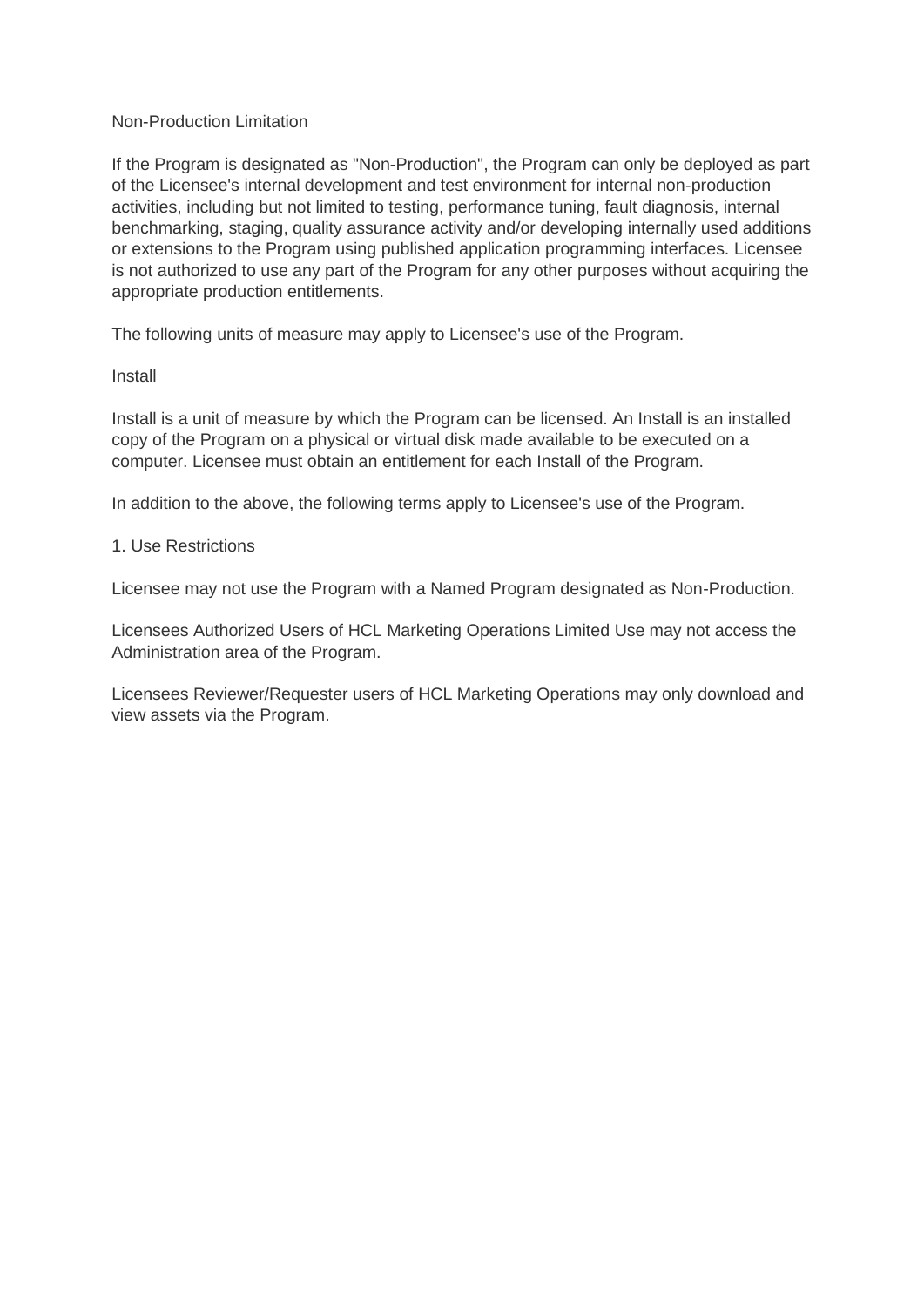Non-Production Limitation

If the Program is designated as "Non-Production", the Program can only be deployed as part of the Licensee's internal development and test environment for internal non-production activities, including but not limited to testing, performance tuning, fault diagnosis, internal benchmarking, staging, quality assurance activity and/or developing internally used additions or extensions to the Program using published application programming interfaces. Licensee is not authorized to use any part of the Program for any other purposes without acquiring the appropriate production entitlements.

The following units of measure may apply to Licensee's use of the Program.

Install

Install is a unit of measure by which the Program can be licensed. An Install is an installed copy of the Program on a physical or virtual disk made available to be executed on a computer. Licensee must obtain an entitlement for each Install of the Program.

In addition to the above, the following terms apply to Licensee's use of the Program.

1. Use Restrictions

Licensee may not use the Program with a Named Program designated as Non-Production.

Licensees Authorized Users of HCL Marketing Operations Limited Use may not access the Administration area of the Program.

Licensees Reviewer/Requester users of HCL Marketing Operations may only download and view assets via the Program.